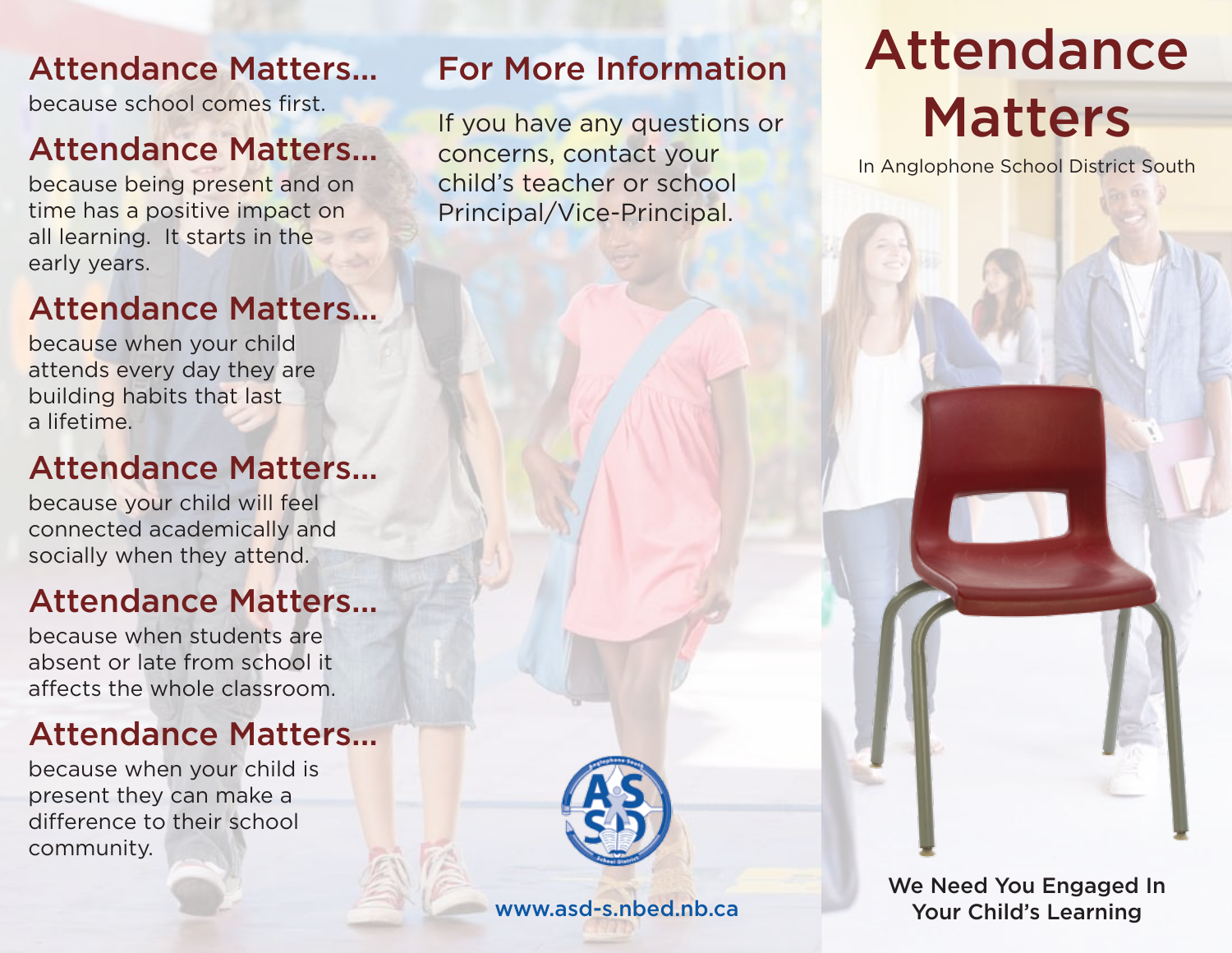## Attendance Matters...

because school comes first.

## Attendance Matters...

because being present and on time has a positive impact on all learning. It starts in the early years.

## Attendance Matters...

because when your child attends every day they are building habits that last a lifetime.

## Attendance Matters...

because your child will feel connected academically and socially when they attend.

## Attendance Matters...

because when students are absent or late from school it affects the whole classroom.

## Attendance Matters...

because when your child is present they can make a difference to their school community.

## For More Information

If you have any questions or concerns, contact your child's teacher or school Principal/Vice-Principal.

www.asd-s.nbed.nb.ca

# Attendance Matters

In Anglophone School District South

**We Need You Engaged In Your Child's Learning**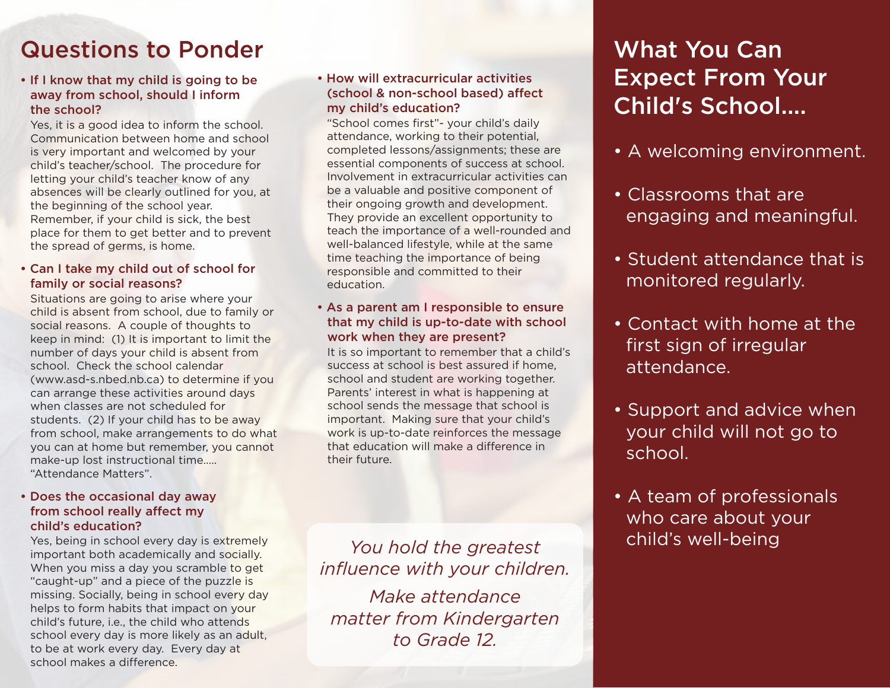## Questions to Ponder

- **If I know that my child is going to be away from school, should I inform the school?**
  Yes, it is a good idea to inform the school. Communication between home and school is very important and welcomed by your child's teacher/school. The procedure for letting your child's teacher know of any absences will be clearly outlined for you, at the beginning of the school year. Remember, if your child is sick, the best place for them to get better and to prevent the spread of germs, is home.

- **Can I take my child out of school for family or social reasons?**
  Situations are going to arise where your child is absent from school, due to family or social reasons. A couple of thoughts to keep in mind: (1) It is important to limit the number of days your child is absent from school. Check the school calendar (www.asd-s.nbed.nb.ca) to determine if you can arrange these activities around days when classes are not scheduled for students. (2) If your child has to be away from school, make arrangements to do what you can at home but remember, you cannot make-up lost instructional time….. "Attendance Matters".

- **Does the occasional day away from school really affect my child's education?**
  Yes, being in school every day is extremely important both academically and socially. When you miss a day you scramble to get "caught-up" and a piece of the puzzle is missing. Socially, being in school every day helps to form habits that impact on your child's future, i.e., the child who attends school every day is more likely as an adult, to be at work every day. Every day at school makes a difference.

- **How will extracurricular activities (school & non-school based) affect my child's education?**
  "School comes first"- your child's daily attendance, working to their potential, completed lessons/assignments; these are essential components of success at school. Involvement in extracurricular activities can be a valuable and positive component of their ongoing growth and development. They provide an excellent opportunity to teach the importance of a well-rounded and well-balanced lifestyle, while at the same time teaching the importance of being responsible and committed to their education.

- **As a parent am I responsible to ensure that my child is up-to-date with school work when they are present?**
  It is so important to remember that a child's success at school is best assured if home, school and student are working together. Parents' interest in what is happening at school sends the message that school is important. Making sure that your child's work is up-to-date reinforces the message that education will make a difference in their future.

*You hold the greatest influence with your children.*

*Make attendance matter from Kindergarten to Grade 12.*

## What You Can Expect From Your Child's School….

- A welcoming environment.
- Classrooms that are engaging and meaningful.
- Student attendance that is monitored regularly.
- Contact with home at the first sign of irregular attendance.
- Support and advice when your child will not go to school.
- A team of professionals who care about your child's well-being